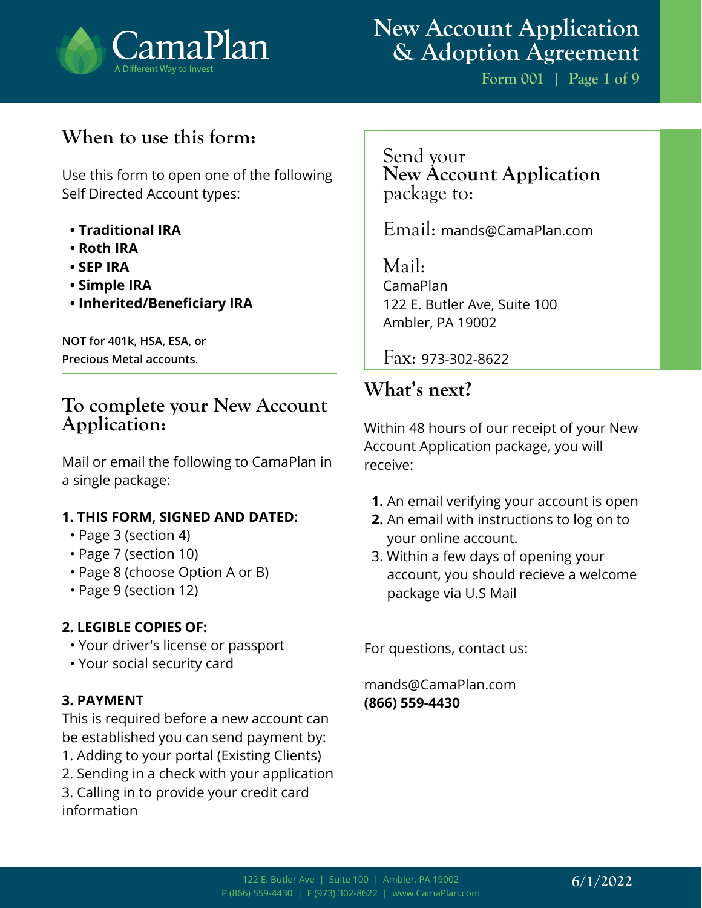# New Account Application & Adoption Agreement

Form 001

## When to use this form:

Use this form to open one of the following Self Directed Account types:

- **Traditional IRA**
- **Roth IRA**
- **SEP IRA**
- **Simple IRA**
- **Inherited/Beneficiary IRA**

**NOT for 401k, HSA, ESA, or Precious Metal accounts.**

## To complete your New Account Application:

Mail or email the following to CamaPlan in a single package:

**1. THIS FORM, SIGNED AND DATED:**

- Page 3 (section 4)
- Page 7 (section 10)
- Page 8 (choose Option A or B)
- Page 9 (section 12)

**2. LEGIBLE COPIES OF:**

- Your driver's license or passport
- Your social security card

**3. PAYMENT**

This is required before a new account can be established you can send payment by:
1. Adding to your portal (Existing Clients)
2. Sending in a check with your application
3. Calling in to provide your credit card information

## Send your **New Account Application** package to:

Email: mands@CamaPlan.com

Mail:
CamaPlan
122 E. Butler Ave, Suite 100
Ambler, PA 19002

Fax: 973-302-8622

## What's next?

Within 48 hours of our receipt of your New Account Application package, you will receive:

1. An email verifying your account is open
2. An email with instructions to log on to your online account.
3. Within a few days of opening your account, you should recieve a welcome package via U.S Mail

For questions, contact us:

mands@CamaPlan.com
**(866) 559-4430**

6/1/2022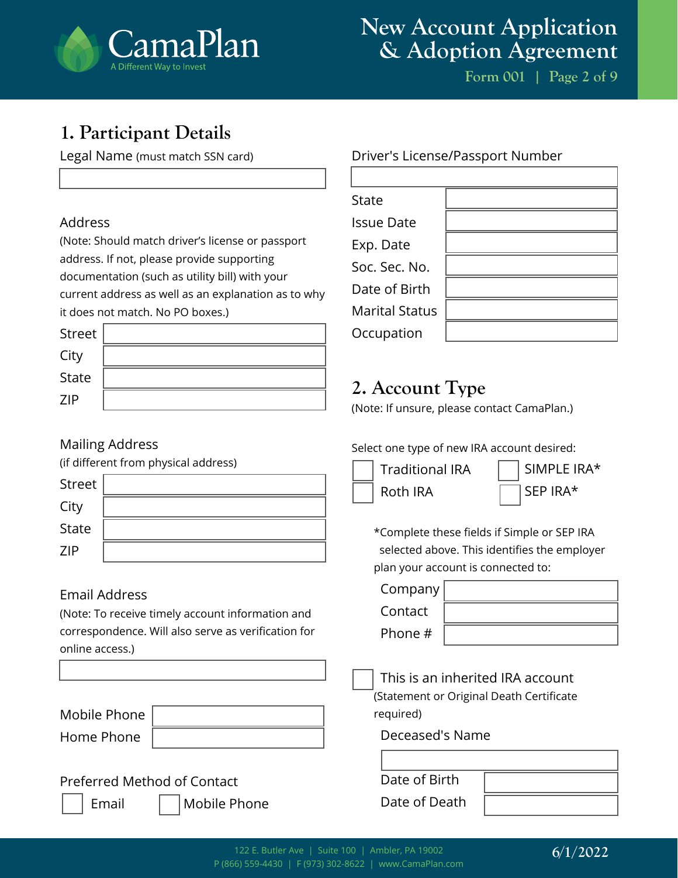## 1. Participant Details

Legal Name (must match SSN card)

Address

(Note: Should match driver's license or passport address. If not, please provide supporting documentation (such as utility bill) with your current address as well as an explanation as to why it does not match. No PO boxes.)

| Field | |
|---|---|
| Street | |
| City | |
| State | |
| ZIP | |

Mailing Address

(if different from physical address)

| Field | |
|---|---|
| Street | |
| City | |
| State | |
| ZIP | |

Email Address

(Note: To receive timely account information and correspondence. Will also serve as verification for online access.)

| Field | |
|---|---|
| Mobile Phone | |
| Home Phone | |

Preferred Method of Contact

☐ Email ☐ Mobile Phone

Driver's License/Passport Number

| Field | |
|---|---|
| State | |
| Issue Date | |
| Exp. Date | |
| Soc. Sec. No. | |
| Date of Birth | |
| Marital Status | |
| Occupation | |

## 2. Account Type

(Note: If unsure, please contact CamaPlan.)

Select one type of new IRA account desired:

☐ Traditional IRA ☐ SIMPLE IRA*

☐ Roth IRA ☐ SEP IRA*

*Complete these fields if Simple or SEP IRA selected above. This identifies the employer plan your account is connected to:

| Field | |
|---|---|
| Company | |
| Contact | |
| Phone # | |

☐ This is an inherited IRA account

(Statement or Original Death Certificate required)

Deceased's Name

| Field | |
|---|---|
| Date of Birth | |
| Date of Death | |

122 E. Butler Ave | Suite 100 | Ambler, PA 19002
P (866) 559-4430 | F (973) 302-8622 | www.CamaPlan.com

6/1/2022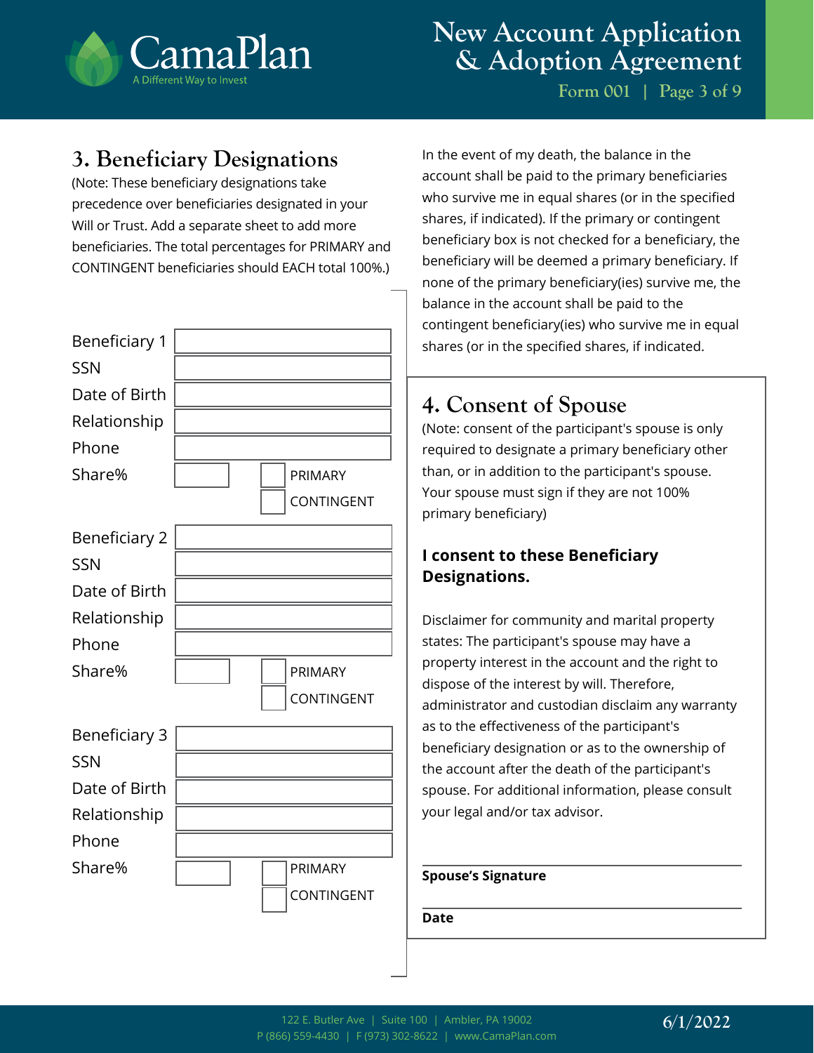## 3. Beneficiary Designations

(Note: These beneficiary designations take precedence over beneficiaries designated in your Will or Trust. Add a separate sheet to add more beneficiaries. The total percentages for PRIMARY and CONTINGENT beneficiaries should EACH total 100%.)

Beneficiary 1
SSN
Date of Birth
Relationship
Phone
Share% ☐ PRIMARY ☐ CONTINGENT

Beneficiary 2
SSN
Date of Birth
Relationship
Phone
Share% ☐ PRIMARY ☐ CONTINGENT

Beneficiary 3
SSN
Date of Birth
Relationship
Phone
Share% ☐ PRIMARY ☐ CONTINGENT

In the event of my death, the balance in the account shall be paid to the primary beneficiaries who survive me in equal shares (or in the specified shares, if indicated). If the primary or contingent beneficiary box is not checked for a beneficiary, the beneficiary will be deemed a primary beneficiary. If none of the primary beneficiary(ies) survive me, the balance in the account shall be paid to the contingent beneficiary(ies) who survive me in equal shares (or in the specified shares, if indicated.

## 4. Consent of Spouse

(Note: consent of the participant's spouse is only required to designate a primary beneficiary other than, or in addition to the participant's spouse. Your spouse must sign if they are not 100% primary beneficiary)

**I consent to these Beneficiary Designations.**

Disclaimer for community and marital property states: The participant's spouse may have a property interest in the account and the right to dispose of the interest by will. Therefore, administrator and custodian disclaim any warranty as to the effectiveness of the participant's beneficiary designation or as to the ownership of the account after the death of the participant's spouse. For additional information, please consult your legal and/or tax advisor.

**Spouse's Signature**

**Date**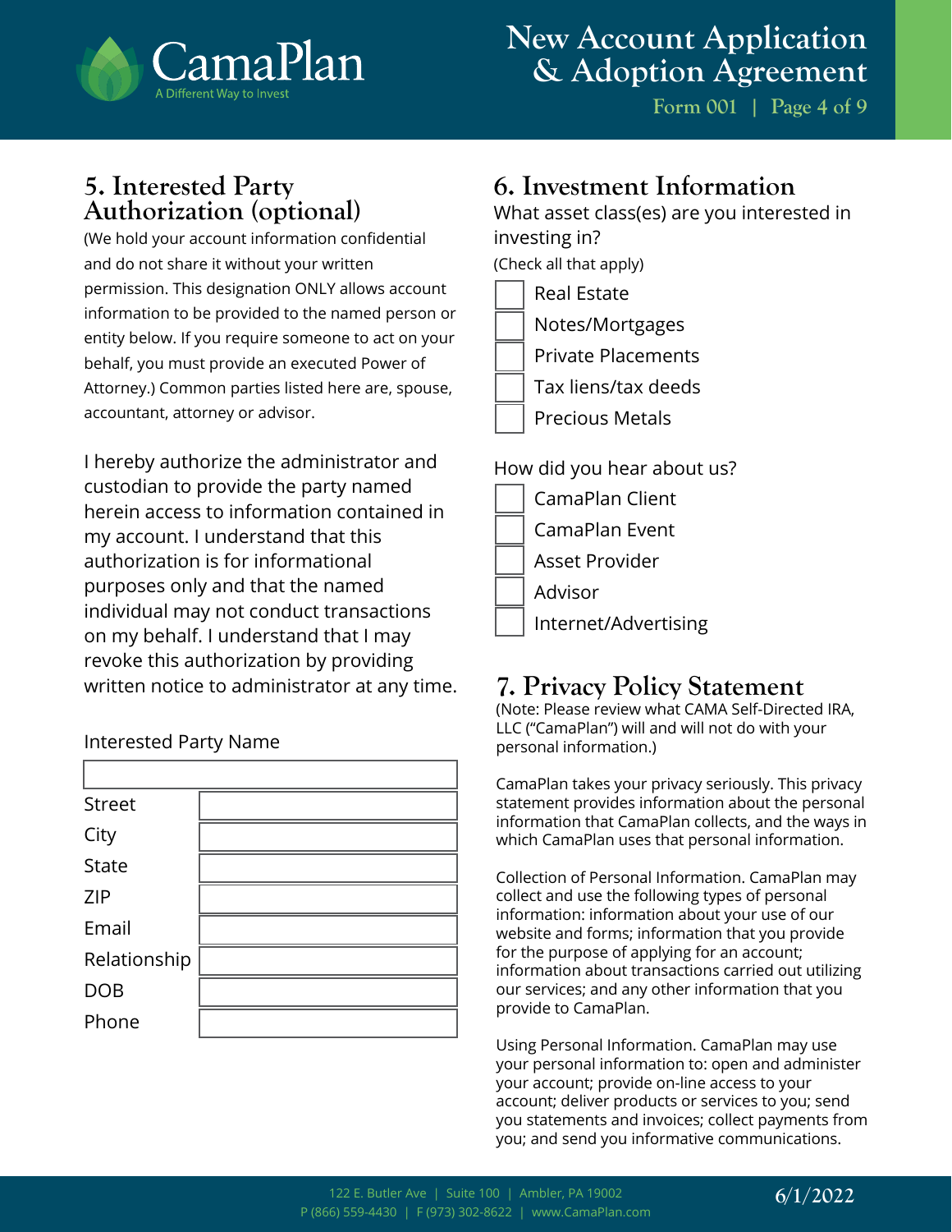## 5. Interested Party Authorization (optional)

(We hold your account information confidential and do not share it without your written permission. This designation ONLY allows account information to be provided to the named person or entity below. If you require someone to act on your behalf, you must provide an executed Power of Attorney.) Common parties listed here are, spouse, accountant, attorney or advisor.

I hereby authorize the administrator and custodian to provide the party named herein access to information contained in my account. I understand that this authorization is for informational purposes only and that the named individual may not conduct transactions on my behalf. I understand that I may revoke this authorization by providing written notice to administrator at any time.

Interested Party Name

| | |
|---|---|
| Street | |
| City | |
| State | |
| ZIP | |
| Email | |
| Relationship | |
| DOB | |
| Phone | |

## 6. Investment Information

What asset class(es) are you interested in investing in?

(Check all that apply)

- ☐ Real Estate
- ☐ Notes/Mortgages
- ☐ Private Placements
- ☐ Tax liens/tax deeds
- ☐ Precious Metals

How did you hear about us?

- ☐ CamaPlan Client
- ☐ CamaPlan Event
- ☐ Asset Provider
- ☐ Advisor
- ☐ Internet/Advertising

## 7. Privacy Policy Statement

(Note: Please review what CAMA Self-Directed IRA, LLC ("CamaPlan") will and will not do with your personal information.)

CamaPlan takes your privacy seriously. This privacy statement provides information about the personal information that CamaPlan collects, and the ways in which CamaPlan uses that personal information.

Collection of Personal Information. CamaPlan may collect and use the following types of personal information: information about your use of our website and forms; information that you provide for the purpose of applying for an account; information about transactions carried out utilizing our services; and any other information that you provide to CamaPlan.

Using Personal Information. CamaPlan may use your personal information to: open and administer your account; provide on-line access to your account; deliver products or services to you; send you statements and invoices; collect payments from you; and send you informative communications.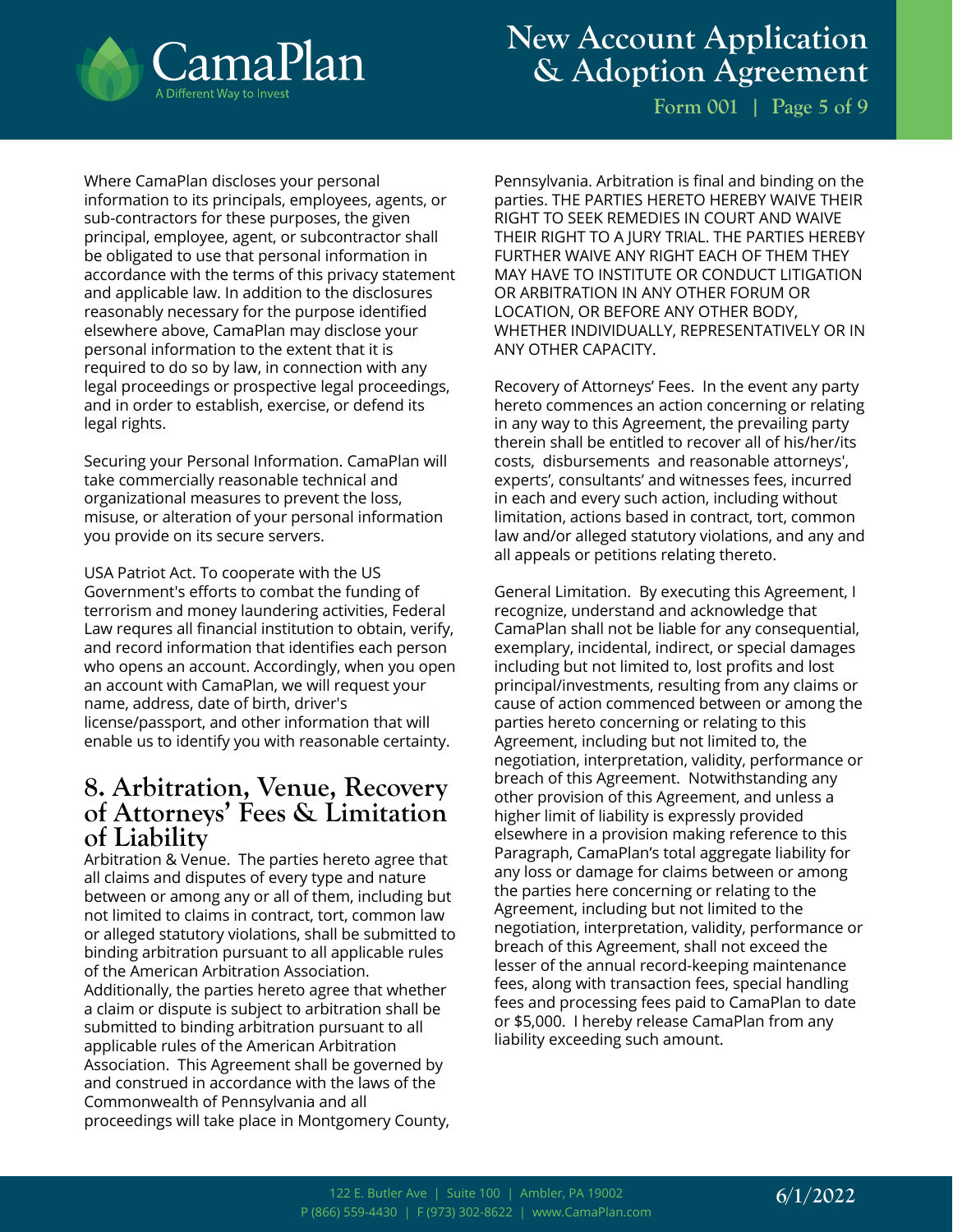Where CamaPlan discloses your personal information to its principals, employees, agents, or sub-contractors for these purposes, the given principal, employee, agent, or subcontractor shall be obligated to use that personal information in accordance with the terms of this privacy statement and applicable law. In addition to the disclosures reasonably necessary for the purpose identified elsewhere above, CamaPlan may disclose your personal information to the extent that it is required to do so by law, in connection with any legal proceedings or prospective legal proceedings, and in order to establish, exercise, or defend its legal rights.

Securing your Personal Information. CamaPlan will take commercially reasonable technical and organizational measures to prevent the loss, misuse, or alteration of your personal information you provide on its secure servers.

USA Patriot Act. To cooperate with the US Government's efforts to combat the funding of terrorism and money laundering activities, Federal Law requres all financial institution to obtain, verify, and record information that identifies each person who opens an account. Accordingly, when you open an account with CamaPlan, we will request your name, address, date of birth, driver's license/passport, and other information that will enable us to identify you with reasonable certainty.

## 8. Arbitration, Venue, Recovery of Attorneys' Fees & Limitation of Liability

Arbitration & Venue. The parties hereto agree that all claims and disputes of every type and nature between or among any or all of them, including but not limited to claims in contract, tort, common law or alleged statutory violations, shall be submitted to binding arbitration pursuant to all applicable rules of the American Arbitration Association. Additionally, the parties hereto agree that whether a claim or dispute is subject to arbitration shall be submitted to binding arbitration pursuant to all applicable rules of the American Arbitration Association. This Agreement shall be governed by and construed in accordance with the laws of the Commonwealth of Pennsylvania and all proceedings will take place in Montgomery County, Pennsylvania. Arbitration is final and binding on the parties. THE PARTIES HERETO HEREBY WAIVE THEIR RIGHT TO SEEK REMEDIES IN COURT AND WAIVE THEIR RIGHT TO A JURY TRIAL. THE PARTIES HEREBY FURTHER WAIVE ANY RIGHT EACH OF THEM THEY MAY HAVE TO INSTITUTE OR CONDUCT LITIGATION OR ARBITRATION IN ANY OTHER FORUM OR LOCATION, OR BEFORE ANY OTHER BODY, WHETHER INDIVIDUALLY, REPRESENTATIVELY OR IN ANY OTHER CAPACITY.

Recovery of Attorneys' Fees. In the event any party hereto commences an action concerning or relating in any way to this Agreement, the prevailing party therein shall be entitled to recover all of his/her/its costs, disbursements and reasonable attorneys', experts', consultants' and witnesses fees, incurred in each and every such action, including without limitation, actions based in contract, tort, common law and/or alleged statutory violations, and any and all appeals or petitions relating thereto.

General Limitation. By executing this Agreement, I recognize, understand and acknowledge that CamaPlan shall not be liable for any consequential, exemplary, incidental, indirect, or special damages including but not limited to, lost profits and lost principal/investments, resulting from any claims or cause of action commenced between or among the parties hereto concerning or relating to this Agreement, including but not limited to, the negotiation, interpretation, validity, performance or breach of this Agreement. Notwithstanding any other provision of this Agreement, and unless a higher limit of liability is expressly provided elsewhere in a provision making reference to this Paragraph, CamaPlan's total aggregate liability for any loss or damage for claims between or among the parties here concerning or relating to the Agreement, including but not limited to the negotiation, interpretation, validity, performance or breach of this Agreement, shall not exceed the lesser of the annual record-keeping maintenance fees, along with transaction fees, special handling fees and processing fees paid to CamaPlan to date or $5,000. I hereby release CamaPlan from any liability exceeding such amount.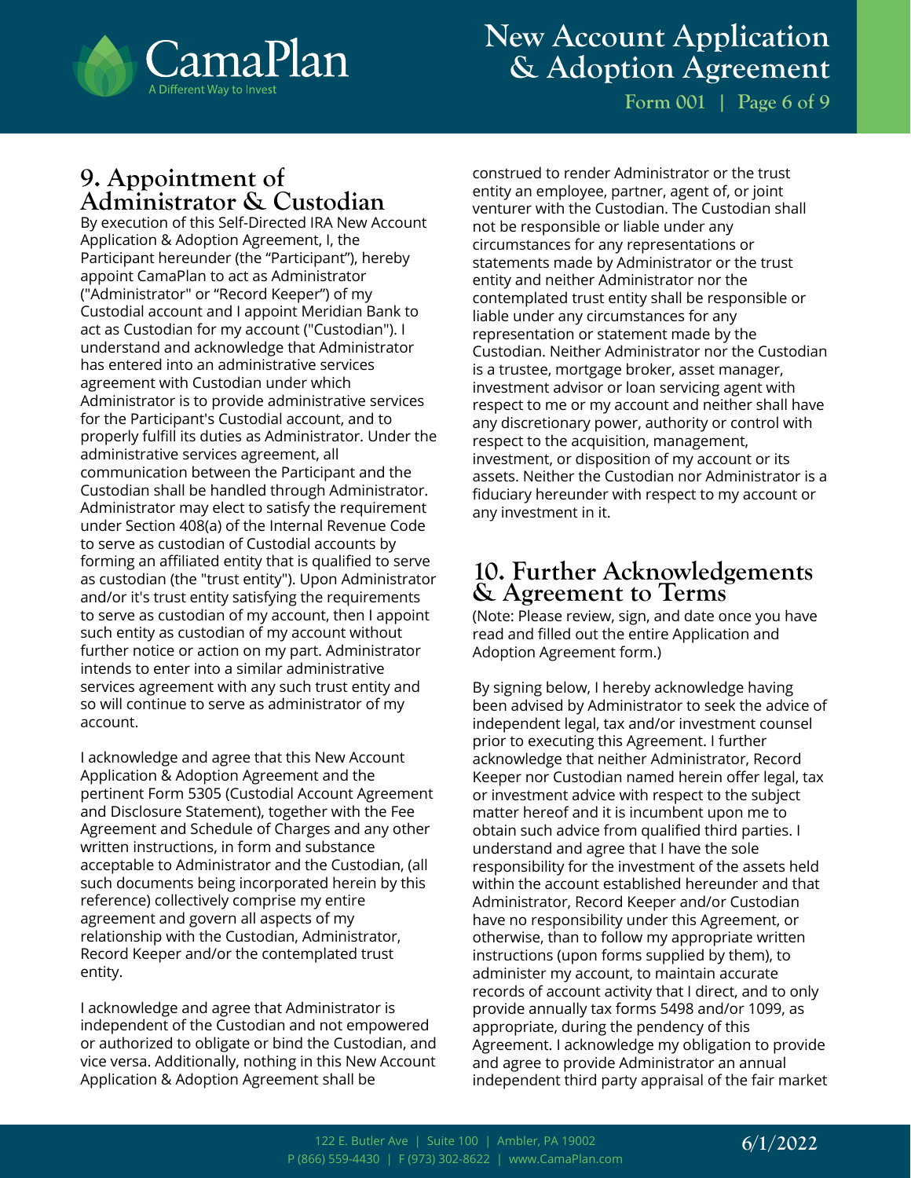## 9. Appointment of Administrator & Custodian

By execution of this Self-Directed IRA New Account Application & Adoption Agreement, I, the Participant hereunder (the "Participant"), hereby appoint CamaPlan to act as Administrator ("Administrator" or "Record Keeper") of my Custodial account and I appoint Meridian Bank to act as Custodian for my account ("Custodian"). I understand and acknowledge that Administrator has entered into an administrative services agreement with Custodian under which Administrator is to provide administrative services for the Participant's Custodial account, and to properly fulfill its duties as Administrator. Under the administrative services agreement, all communication between the Participant and the Custodian shall be handled through Administrator. Administrator may elect to satisfy the requirement under Section 408(a) of the Internal Revenue Code to serve as custodian of Custodial accounts by forming an affiliated entity that is qualified to serve as custodian (the "trust entity"). Upon Administrator and/or it's trust entity satisfying the requirements to serve as custodian of my account, then I appoint such entity as custodian of my account without further notice or action on my part. Administrator intends to enter into a similar administrative services agreement with any such trust entity and so will continue to serve as administrator of my account.

I acknowledge and agree that this New Account Application & Adoption Agreement and the pertinent Form 5305 (Custodial Account Agreement and Disclosure Statement), together with the Fee Agreement and Schedule of Charges and any other written instructions, in form and substance acceptable to Administrator and the Custodian, (all such documents being incorporated herein by this reference) collectively comprise my entire agreement and govern all aspects of my relationship with the Custodian, Administrator, Record Keeper and/or the contemplated trust entity.

I acknowledge and agree that Administrator is independent of the Custodian and not empowered or authorized to obligate or bind the Custodian, and vice versa. Additionally, nothing in this New Account Application & Adoption Agreement shall be construed to render Administrator or the trust entity an employee, partner, agent of, or joint venturer with the Custodian. The Custodian shall not be responsible or liable under any circumstances for any representations or statements made by Administrator or the trust entity and neither Administrator nor the contemplated trust entity shall be responsible or liable under any circumstances for any representation or statement made by the Custodian. Neither Administrator nor the Custodian is a trustee, mortgage broker, asset manager, investment advisor or loan servicing agent with respect to me or my account and neither shall have any discretionary power, authority or control with respect to the acquisition, management, investment, or disposition of my account or its assets. Neither the Custodian nor Administrator is a fiduciary hereunder with respect to my account or any investment in it.

## 10. Further Acknowledgements & Agreement to Terms

(Note: Please review, sign, and date once you have read and filled out the entire Application and Adoption Agreement form.)

By signing below, I hereby acknowledge having been advised by Administrator to seek the advice of independent legal, tax and/or investment counsel prior to executing this Agreement. I further acknowledge that neither Administrator, Record Keeper nor Custodian named herein offer legal, tax or investment advice with respect to the subject matter hereof and it is incumbent upon me to obtain such advice from qualified third parties. I understand and agree that I have the sole responsibility for the investment of the assets held within the account established hereunder and that Administrator, Record Keeper and/or Custodian have no responsibility under this Agreement, or otherwise, than to follow my appropriate written instructions (upon forms supplied by them), to administer my account, to maintain accurate records of account activity that I direct, and to only provide annually tax forms 5498 and/or 1099, as appropriate, during the pendency of this Agreement. I acknowledge my obligation to provide and agree to provide Administrator an annual independent third party appraisal of the fair market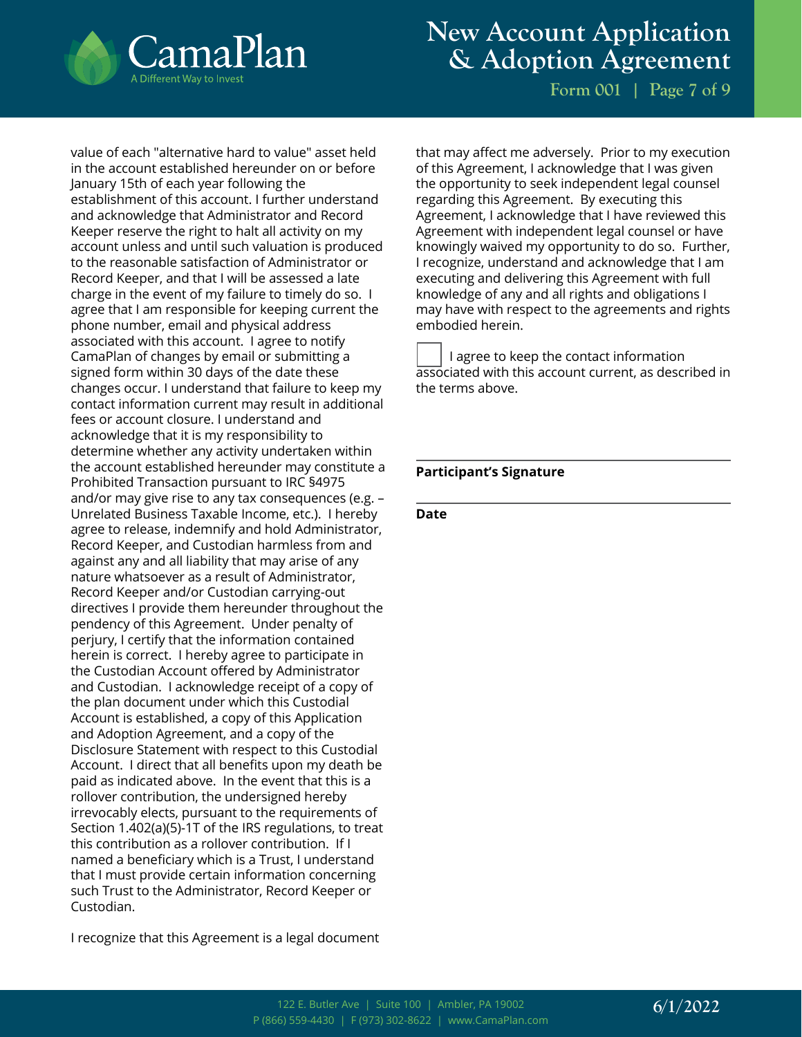value of each "alternative hard to value" asset held in the account established hereunder on or before January 15th of each year following the establishment of this account. I further understand and acknowledge that Administrator and Record Keeper reserve the right to halt all activity on my account unless and until such valuation is produced to the reasonable satisfaction of Administrator or Record Keeper, and that I will be assessed a late charge in the event of my failure to timely do so. I agree that I am responsible for keeping current the phone number, email and physical address associated with this account. I agree to notify CamaPlan of changes by email or submitting a signed form within 30 days of the date these changes occur. I understand that failure to keep my contact information current may result in additional fees or account closure. I understand and acknowledge that it is my responsibility to determine whether any activity undertaken within the account established hereunder may constitute a Prohibited Transaction pursuant to IRC §4975 and/or may give rise to any tax consequences (e.g. – Unrelated Business Taxable Income, etc.). I hereby agree to release, indemnify and hold Administrator, Record Keeper, and Custodian harmless from and against any and all liability that may arise of any nature whatsoever as a result of Administrator, Record Keeper and/or Custodian carrying-out directives I provide them hereunder throughout the pendency of this Agreement. Under penalty of perjury, I certify that the information contained herein is correct. I hereby agree to participate in the Custodian Account offered by Administrator and Custodian. I acknowledge receipt of a copy of the plan document under which this Custodial Account is established, a copy of this Application and Adoption Agreement, and a copy of the Disclosure Statement with respect to this Custodial Account. I direct that all benefits upon my death be paid as indicated above. In the event that this is a rollover contribution, the undersigned hereby irrevocably elects, pursuant to the requirements of Section 1.402(a)(5)-1T of the IRS regulations, to treat this contribution as a rollover contribution. If I named a beneficiary which is a Trust, I understand that I must provide certain information concerning such Trust to the Administrator, Record Keeper or Custodian.

I recognize that this Agreement is a legal document that may affect me adversely. Prior to my execution of this Agreement, I acknowledge that I was given the opportunity to seek independent legal counsel regarding this Agreement. By executing this Agreement, I acknowledge that I have reviewed this Agreement with independent legal counsel or have knowingly waived my opportunity to do so. Further, I recognize, understand and acknowledge that I am executing and delivering this Agreement with full knowledge of any and all rights and obligations I may have with respect to the agreements and rights embodied herein.

☐ I agree to keep the contact information associated with this account current, as described in the terms above.

______________________________

**Participant's Signature**

______________________________

**Date**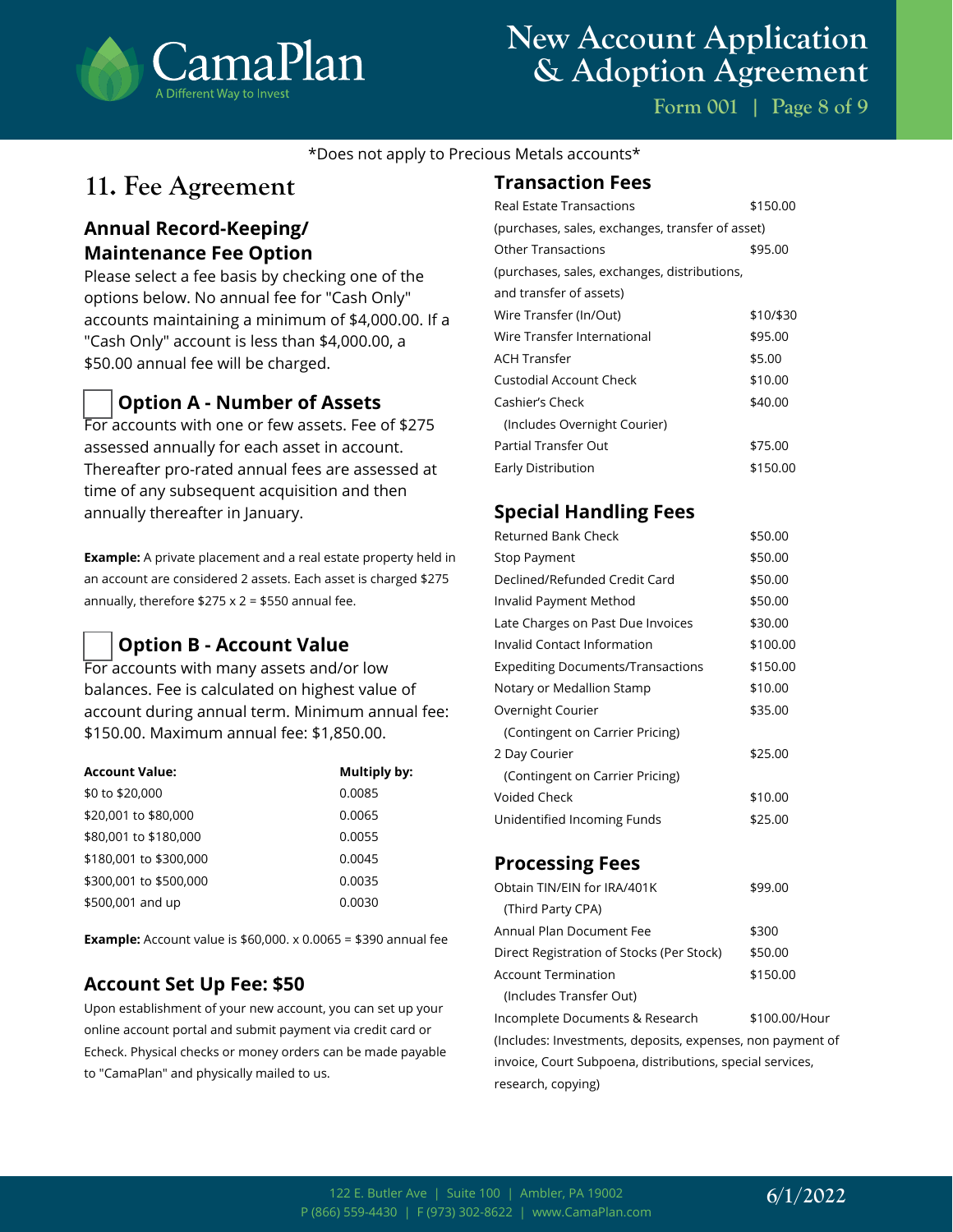*Does not apply to Precious Metals accounts*

## 11. Fee Agreement

### Annual Record-Keeping/ Maintenance Fee Option

Please select a fee basis by checking one of the options below. No annual fee for "Cash Only" accounts maintaining a minimum of $4,000.00. If a "Cash Only" account is less than $4,000.00, a $50.00 annual fee will be charged.

### ☐ Option A - Number of Assets

For accounts with one or few assets. Fee of $275 assessed annually for each asset in account. Thereafter pro-rated annual fees are assessed at time of any subsequent acquisition and then annually thereafter in January.

**Example:** A private placement and a real estate property held in an account are considered 2 assets. Each asset is charged $275 annually, therefore $275 x 2 = $550 annual fee.

### ☐ Option B - Account Value

For accounts with many assets and/or low balances. Fee is calculated on highest value of account during annual term. Minimum annual fee: $150.00. Maximum annual fee: $1,850.00.

| Account Value: | Multiply by: |
|---|---|
| $0 to $20,000 | 0.0085 |
| $20,001 to $80,000 | 0.0065 |
| $80,001 to $180,000 | 0.0055 |
| $180,001 to $300,000 | 0.0045 |
| $300,001 to $500,000 | 0.0035 |
| $500,001 and up | 0.0030 |

**Example:** Account value is $60,000. x 0.0065 = $390 annual fee

### Account Set Up Fee: $50

Upon establishment of your new account, you can set up your online account portal and submit payment via credit card or Echeck. Physical checks or money orders can be made payable to "CamaPlan" and physically mailed to us.

### Transaction Fees

| | |
|---|---|
| Real Estate Transactions (purchases, sales, exchanges, transfer of asset) | $150.00 |
| Other Transactions (purchases, sales, exchanges, distributions, and transfer of assets) | $95.00 |
| Wire Transfer (In/Out) | $10/$30 |
| Wire Transfer International | $95.00 |
| ACH Transfer | $5.00 |
| Custodial Account Check | $10.00 |
| Cashier's Check (Includes Overnight Courier) | $40.00 |
| Partial Transfer Out | $75.00 |
| Early Distribution | $150.00 |

### Special Handling Fees

| | |
|---|---|
| Returned Bank Check | $50.00 |
| Stop Payment | $50.00 |
| Declined/Refunded Credit Card | $50.00 |
| Invalid Payment Method | $50.00 |
| Late Charges on Past Due Invoices | $30.00 |
| Invalid Contact Information | $100.00 |
| Expediting Documents/Transactions | $150.00 |
| Notary or Medallion Stamp | $10.00 |
| Overnight Courier (Contingent on Carrier Pricing) | $35.00 |
| 2 Day Courier (Contingent on Carrier Pricing) | $25.00 |
| Voided Check | $10.00 |
| Unidentified Incoming Funds | $25.00 |

### Processing Fees

| | |
|---|---|
| Obtain TIN/EIN for IRA/401K (Third Party CPA) | $99.00 |
| Annual Plan Document Fee | $300 |
| Direct Registration of Stocks (Per Stock) | $50.00 |
| Account Termination (Includes Transfer Out) | $150.00 |
| Incomplete Documents & Research | $100.00/Hour |

(Includes: Investments, deposits, expenses, non payment of invoice, Court Subpoena, distributions, special services, research, copying)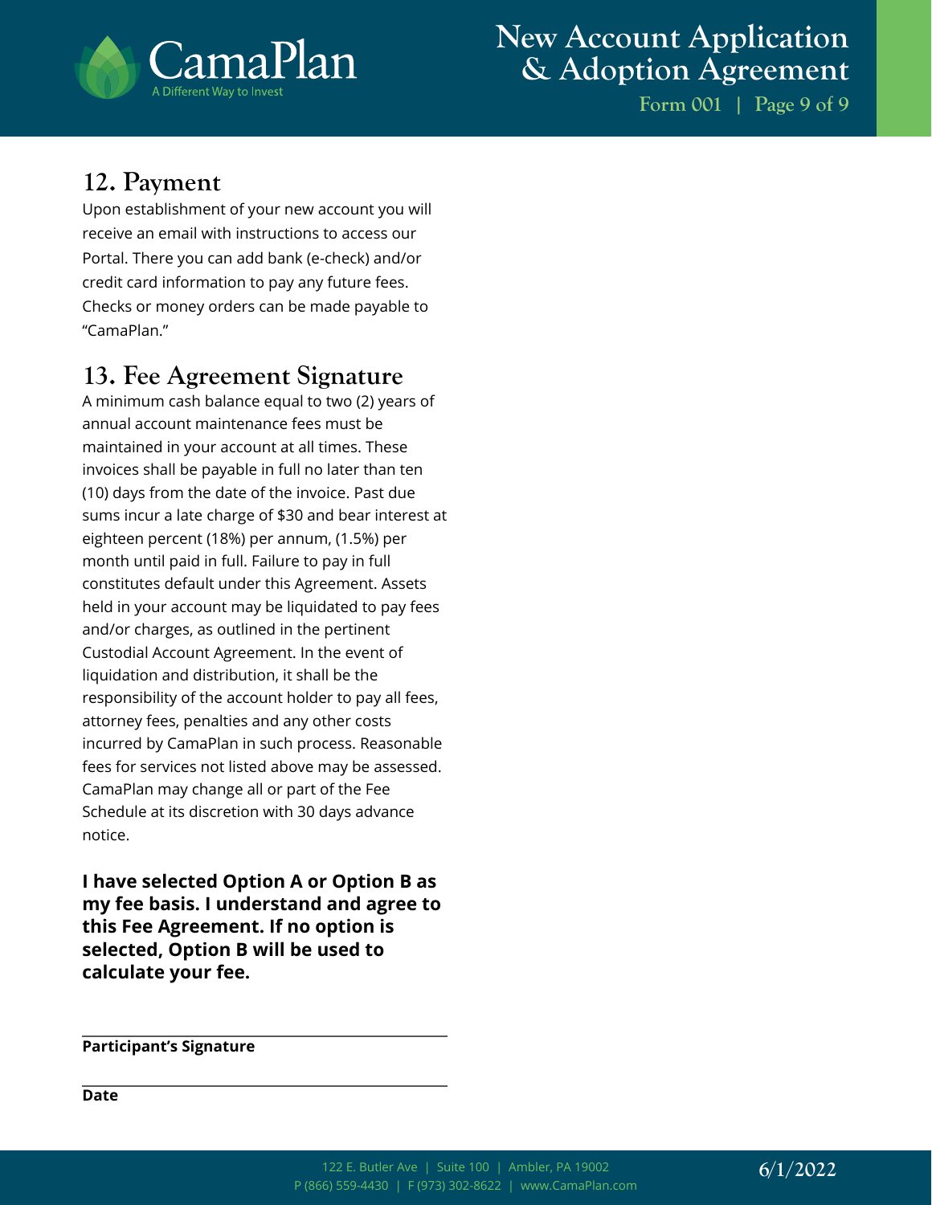## 12. Payment

Upon establishment of your new account you will receive an email with instructions to access our Portal. There you can add bank (e-check) and/or credit card information to pay any future fees. Checks or money orders can be made payable to "CamaPlan."

## 13. Fee Agreement Signature

A minimum cash balance equal to two (2) years of annual account maintenance fees must be maintained in your account at all times. These invoices shall be payable in full no later than ten (10) days from the date of the invoice. Past due sums incur a late charge of $30 and bear interest at eighteen percent (18%) per annum, (1.5%) per month until paid in full. Failure to pay in full constitutes default under this Agreement. Assets held in your account may be liquidated to pay fees and/or charges, as outlined in the pertinent Custodial Account Agreement. In the event of liquidation and distribution, it shall be the responsibility of the account holder to pay all fees, attorney fees, penalties and any other costs incurred by CamaPlan in such process. Reasonable fees for services not listed above may be assessed. CamaPlan may change all or part of the Fee Schedule at its discretion with 30 days advance notice.

**I have selected Option A or Option B as my fee basis. I understand and agree to this Fee Agreement. If no option is selected, Option B will be used to calculate your fee.**

**Participant's Signature**

**Date**

122 E. Butler Ave | Suite 100 | Ambler, PA 19002
P (866) 559-4430 | F (973) 302-8622 | www.CamaPlan.com